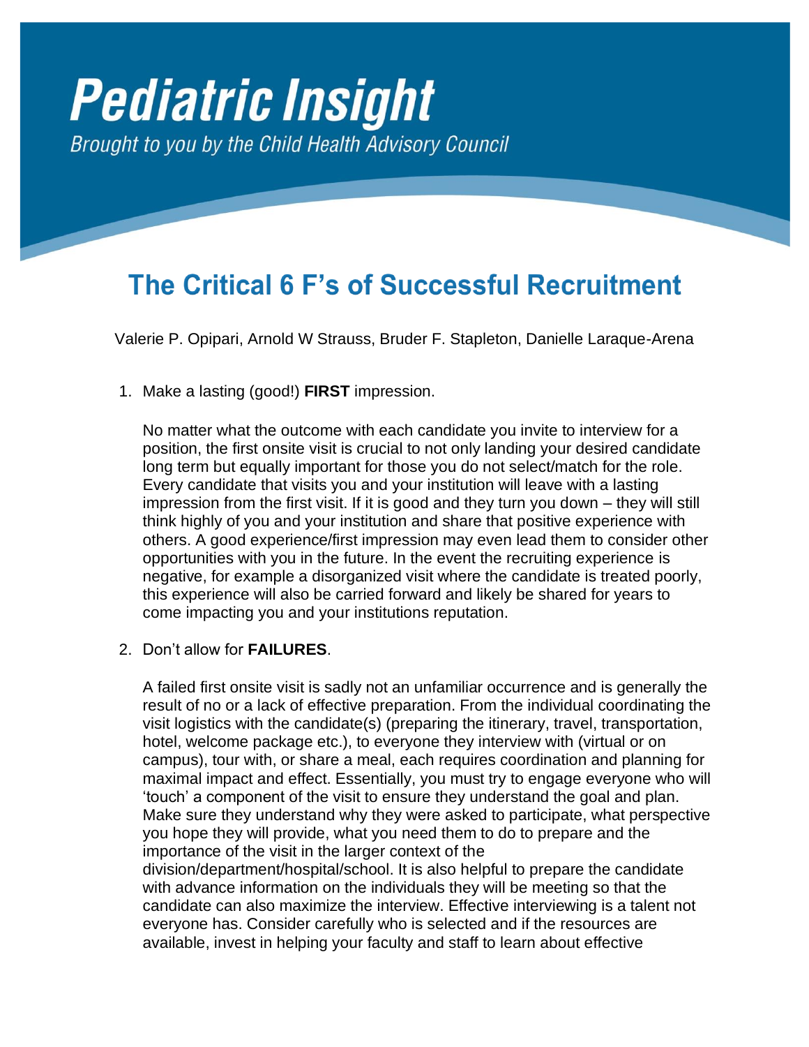# Pediatric Insight

*Brought to you by the Child Health Advisory Council*

## The Critical 6 F's of Successful Recruitment

Valerie P. Opipari, Arnold W Strauss, Bruder F. Stapleton, Danielle Laraque-Arena

1. Make a lasting (good!) **FIRST** impression.

   No matter what the outcome with each candidate you invite to interview for a position, the first onsite visit is crucial to not only landing your desired candidate long term but equally important for those you do not select/match for the role. Every candidate that visits you and your institution will leave with a lasting impression from the first visit. If it is good and they turn you down – they will still think highly of you and your institution and share that positive experience with others. A good experience/first impression may even lead them to consider other opportunities with you in the future. In the event the recruiting experience is negative, for example a disorganized visit where the candidate is treated poorly, this experience will also be carried forward and likely be shared for years to come impacting you and your institutions reputation.

2. Don't allow for **FAILURES**.

   A failed first onsite visit is sadly not an unfamiliar occurrence and is generally the result of no or a lack of effective preparation. From the individual coordinating the visit logistics with the candidate(s) (preparing the itinerary, travel, transportation, hotel, welcome package etc.), to everyone they interview with (virtual or on campus), tour with, or share a meal, each requires coordination and planning for maximal impact and effect. Essentially, you must try to engage everyone who will 'touch' a component of the visit to ensure they understand the goal and plan. Make sure they understand why they were asked to participate, what perspective you hope they will provide, what you need them to do to prepare and the importance of the visit in the larger context of the division/department/hospital/school. It is also helpful to prepare the candidate with advance information on the individuals they will be meeting so that the candidate can also maximize the interview. Effective interviewing is a talent not everyone has. Consider carefully who is selected and if the resources are available, invest in helping your faculty and staff to learn about effective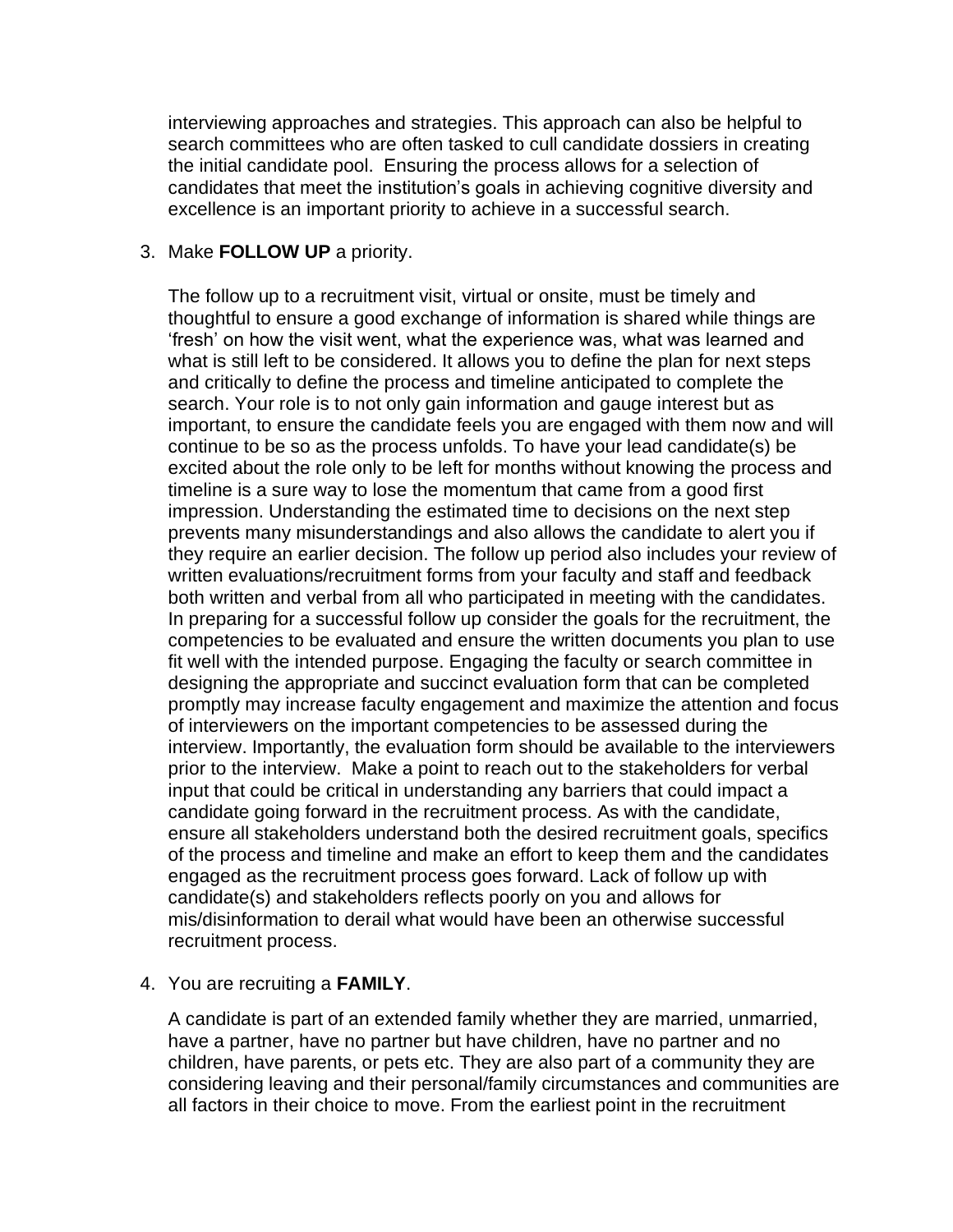interviewing approaches and strategies. This approach can also be helpful to search committees who are often tasked to cull candidate dossiers in creating the initial candidate pool. Ensuring the process allows for a selection of candidates that meet the institution's goals in achieving cognitive diversity and excellence is an important priority to achieve in a successful search.

3. Make **FOLLOW UP** a priority.

   The follow up to a recruitment visit, virtual or onsite, must be timely and thoughtful to ensure a good exchange of information is shared while things are 'fresh' on how the visit went, what the experience was, what was learned and what is still left to be considered. It allows you to define the plan for next steps and critically to define the process and timeline anticipated to complete the search. Your role is to not only gain information and gauge interest but as important, to ensure the candidate feels you are engaged with them now and will continue to be so as the process unfolds. To have your lead candidate(s) be excited about the role only to be left for months without knowing the process and timeline is a sure way to lose the momentum that came from a good first impression. Understanding the estimated time to decisions on the next step prevents many misunderstandings and also allows the candidate to alert you if they require an earlier decision. The follow up period also includes your review of written evaluations/recruitment forms from your faculty and staff and feedback both written and verbal from all who participated in meeting with the candidates. In preparing for a successful follow up consider the goals for the recruitment, the competencies to be evaluated and ensure the written documents you plan to use fit well with the intended purpose. Engaging the faculty or search committee in designing the appropriate and succinct evaluation form that can be completed promptly may increase faculty engagement and maximize the attention and focus of interviewers on the important competencies to be assessed during the interview. Importantly, the evaluation form should be available to the interviewers prior to the interview. Make a point to reach out to the stakeholders for verbal input that could be critical in understanding any barriers that could impact a candidate going forward in the recruitment process. As with the candidate, ensure all stakeholders understand both the desired recruitment goals, specifics of the process and timeline and make an effort to keep them and the candidates engaged as the recruitment process goes forward. Lack of follow up with candidate(s) and stakeholders reflects poorly on you and allows for mis/disinformation to derail what would have been an otherwise successful recruitment process.

4. You are recruiting a **FAMILY**.

   A candidate is part of an extended family whether they are married, unmarried, have a partner, have no partner but have children, have no partner and no children, have parents, or pets etc. They are also part of a community they are considering leaving and their personal/family circumstances and communities are all factors in their choice to move. From the earliest point in the recruitment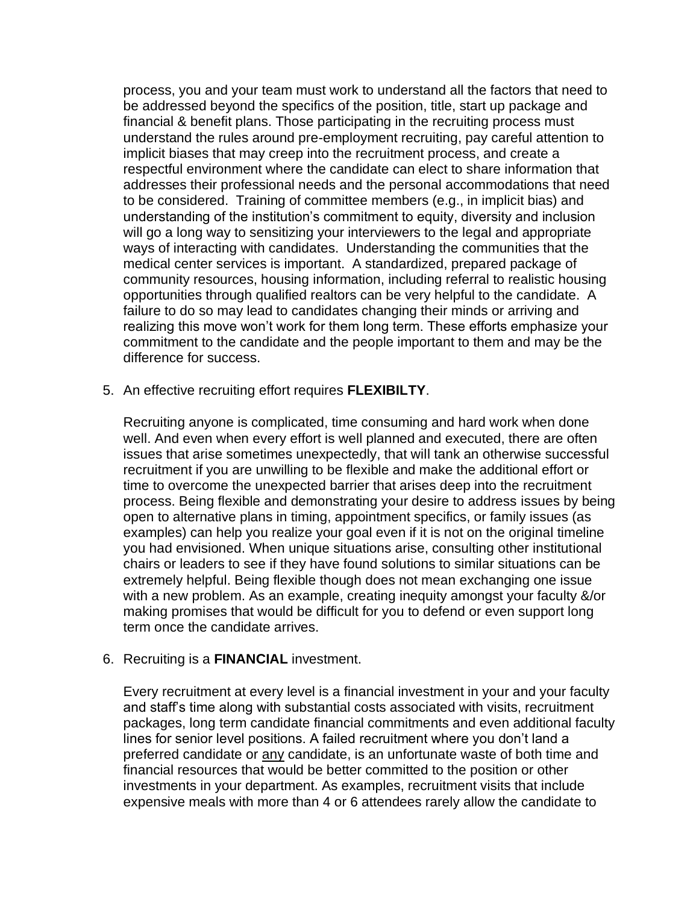process, you and your team must work to understand all the factors that need to be addressed beyond the specifics of the position, title, start up package and financial & benefit plans. Those participating in the recruiting process must understand the rules around pre-employment recruiting, pay careful attention to implicit biases that may creep into the recruitment process, and create a respectful environment where the candidate can elect to share information that addresses their professional needs and the personal accommodations that need to be considered. Training of committee members (e.g., in implicit bias) and understanding of the institution's commitment to equity, diversity and inclusion will go a long way to sensitizing your interviewers to the legal and appropriate ways of interacting with candidates. Understanding the communities that the medical center services is important. A standardized, prepared package of community resources, housing information, including referral to realistic housing opportunities through qualified realtors can be very helpful to the candidate. A failure to do so may lead to candidates changing their minds or arriving and realizing this move won't work for them long term. These efforts emphasize your commitment to the candidate and the people important to them and may be the difference for success.

5. An effective recruiting effort requires **FLEXIBILTY**.

   Recruiting anyone is complicated, time consuming and hard work when done well. And even when every effort is well planned and executed, there are often issues that arise sometimes unexpectedly, that will tank an otherwise successful recruitment if you are unwilling to be flexible and make the additional effort or time to overcome the unexpected barrier that arises deep into the recruitment process. Being flexible and demonstrating your desire to address issues by being open to alternative plans in timing, appointment specifics, or family issues (as examples) can help you realize your goal even if it is not on the original timeline you had envisioned. When unique situations arise, consulting other institutional chairs or leaders to see if they have found solutions to similar situations can be extremely helpful. Being flexible though does not mean exchanging one issue with a new problem. As an example, creating inequity amongst your faculty &/or making promises that would be difficult for you to defend or even support long term once the candidate arrives.

6. Recruiting is a **FINANCIAL** investment.

   Every recruitment at every level is a financial investment in your and your faculty and staff's time along with substantial costs associated with visits, recruitment packages, long term candidate financial commitments and even additional faculty lines for senior level positions. A failed recruitment where you don't land a preferred candidate or <u>any</u> candidate, is an unfortunate waste of both time and financial resources that would be better committed to the position or other investments in your department. As examples, recruitment visits that include expensive meals with more than 4 or 6 attendees rarely allow the candidate to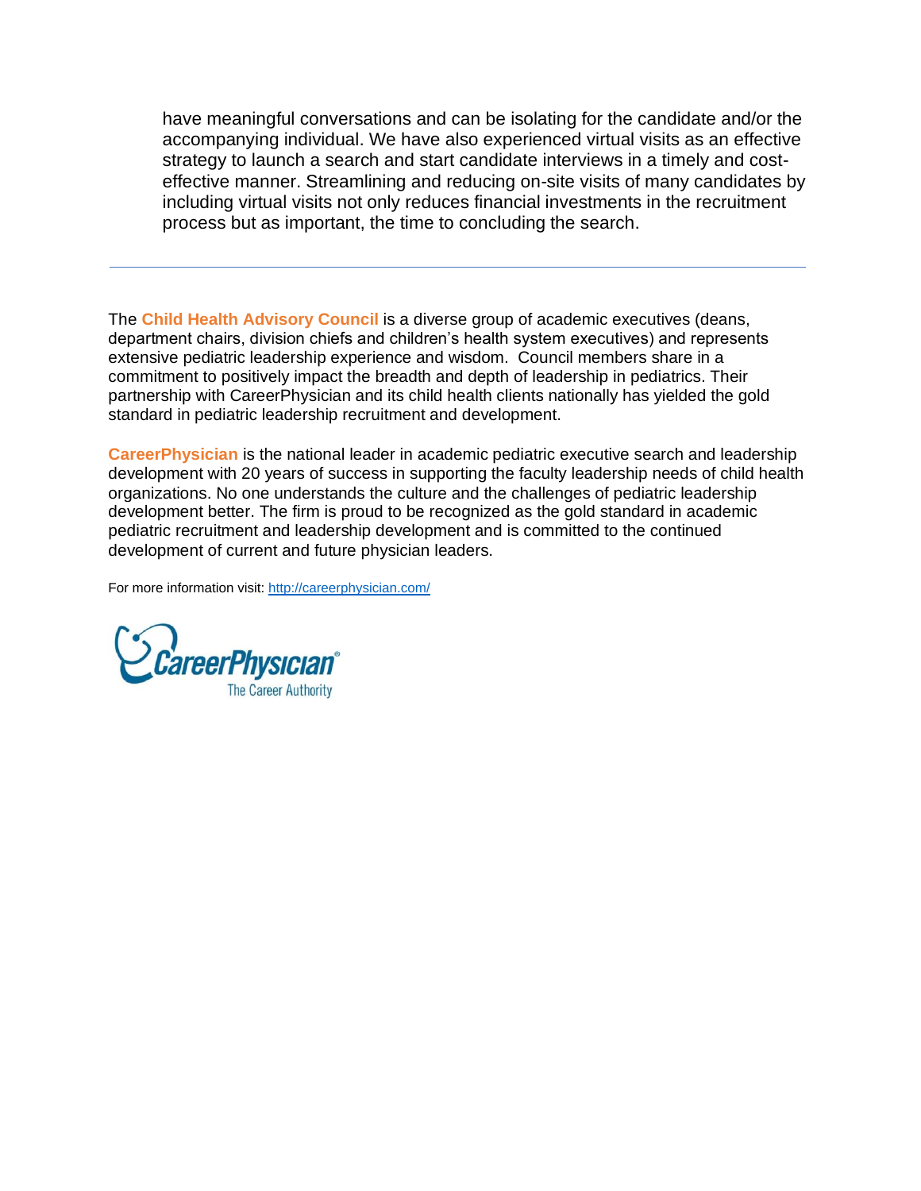have meaningful conversations and can be isolating for the candidate and/or the accompanying individual. We have also experienced virtual visits as an effective strategy to launch a search and start candidate interviews in a timely and cost-effective manner. Streamlining and reducing on-site visits of many candidates by including virtual visits not only reduces financial investments in the recruitment process but as important, the time to concluding the search.

---

The **Child Health Advisory Council** is a diverse group of academic executives (deans, department chairs, division chiefs and children's health system executives) and represents extensive pediatric leadership experience and wisdom. Council members share in a commitment to positively impact the breadth and depth of leadership in pediatrics. Their partnership with CareerPhysician and its child health clients nationally has yielded the gold standard in pediatric leadership recruitment and development.

**CareerPhysician** is the national leader in academic pediatric executive search and leadership development with 20 years of success in supporting the faculty leadership needs of child health organizations. No one understands the culture and the challenges of pediatric leadership development better. The firm is proud to be recognized as the gold standard in academic pediatric recruitment and leadership development and is committed to the continued development of current and future physician leaders.

For more information visit: [http://careerphysician.com/](http://careerphysician.com/)

CareerPhysician®
The Career Authority